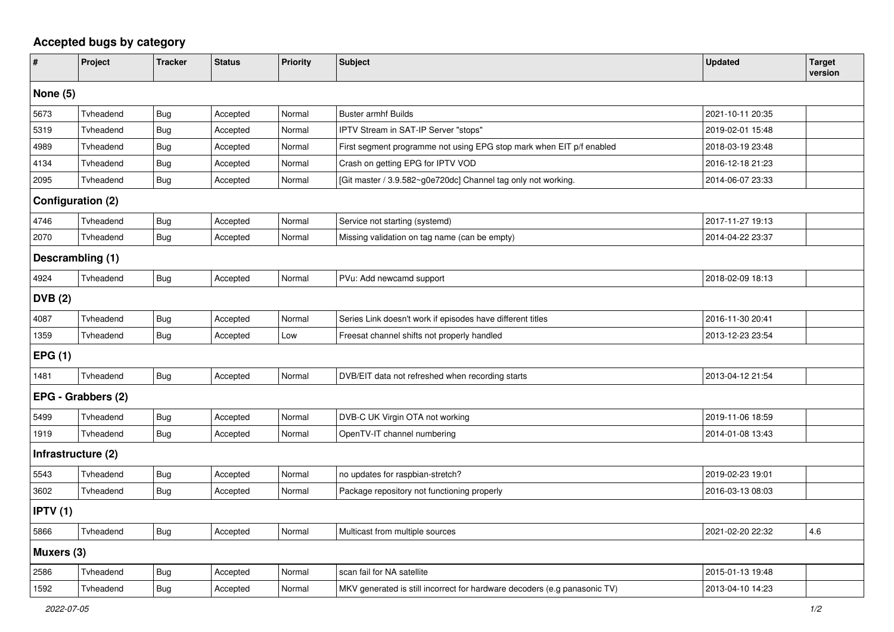## Accepted bugs by category

| # | Project | Tracker | Status | Priority | Subject | Updated | Target version |
|---|---|---|---|---|---|---|---|
| **None (5)** | | | | | | | |
| 5673 | Tvheadend | Bug | Accepted | Normal | Buster armhf Builds | 2021-10-11 20:35 | |
| 5319 | Tvheadend | Bug | Accepted | Normal | IPTV Stream in SAT-IP Server "stops" | 2019-02-01 15:48 | |
| 4989 | Tvheadend | Bug | Accepted | Normal | First segment programme not using EPG stop mark when EIT p/f enabled | 2018-03-19 23:48 | |
| 4134 | Tvheadend | Bug | Accepted | Normal | Crash on getting EPG for IPTV VOD | 2016-12-18 21:23 | |
| 2095 | Tvheadend | Bug | Accepted | Normal | [Git master / 3.9.582~g0e720dc] Channel tag only not working. | 2014-06-07 23:33 | |
| **Configuration (2)** | | | | | | | |
| 4746 | Tvheadend | Bug | Accepted | Normal | Service not starting (systemd) | 2017-11-27 19:13 | |
| 2070 | Tvheadend | Bug | Accepted | Normal | Missing validation on tag name (can be empty) | 2014-04-22 23:37 | |
| **Descrambling (1)** | | | | | | | |
| 4924 | Tvheadend | Bug | Accepted | Normal | PVu: Add newcamd support | 2018-02-09 18:13 | |
| **DVB (2)** | | | | | | | |
| 4087 | Tvheadend | Bug | Accepted | Normal | Series Link doesn't work if episodes have different titles | 2016-11-30 20:41 | |
| 1359 | Tvheadend | Bug | Accepted | Low | Freesat channel shifts not properly handled | 2013-12-23 23:54 | |
| **EPG (1)** | | | | | | | |
| 1481 | Tvheadend | Bug | Accepted | Normal | DVB/EIT data not refreshed when recording starts | 2013-04-12 21:54 | |
| **EPG - Grabbers (2)** | | | | | | | |
| 5499 | Tvheadend | Bug | Accepted | Normal | DVB-C UK Virgin OTA not working | 2019-11-06 18:59 | |
| 1919 | Tvheadend | Bug | Accepted | Normal | OpenTV-IT channel numbering | 2014-01-08 13:43 | |
| **Infrastructure (2)** | | | | | | | |
| 5543 | Tvheadend | Bug | Accepted | Normal | no updates for raspbian-stretch? | 2019-02-23 19:01 | |
| 3602 | Tvheadend | Bug | Accepted | Normal | Package repository not functioning properly | 2016-03-13 08:03 | |
| **IPTV (1)** | | | | | | | |
| 5866 | Tvheadend | Bug | Accepted | Normal | Multicast from multiple sources | 2021-02-20 22:32 | 4.6 |
| **Muxers (3)** | | | | | | | |
| 2586 | Tvheadend | Bug | Accepted | Normal | scan fail for NA satellite | 2015-01-13 19:48 | |
| 1592 | Tvheadend | Bug | Accepted | Normal | MKV generated is still incorrect for hardware decoders (e.g panasonic TV) | 2013-04-10 14:23 | |

2022-07-05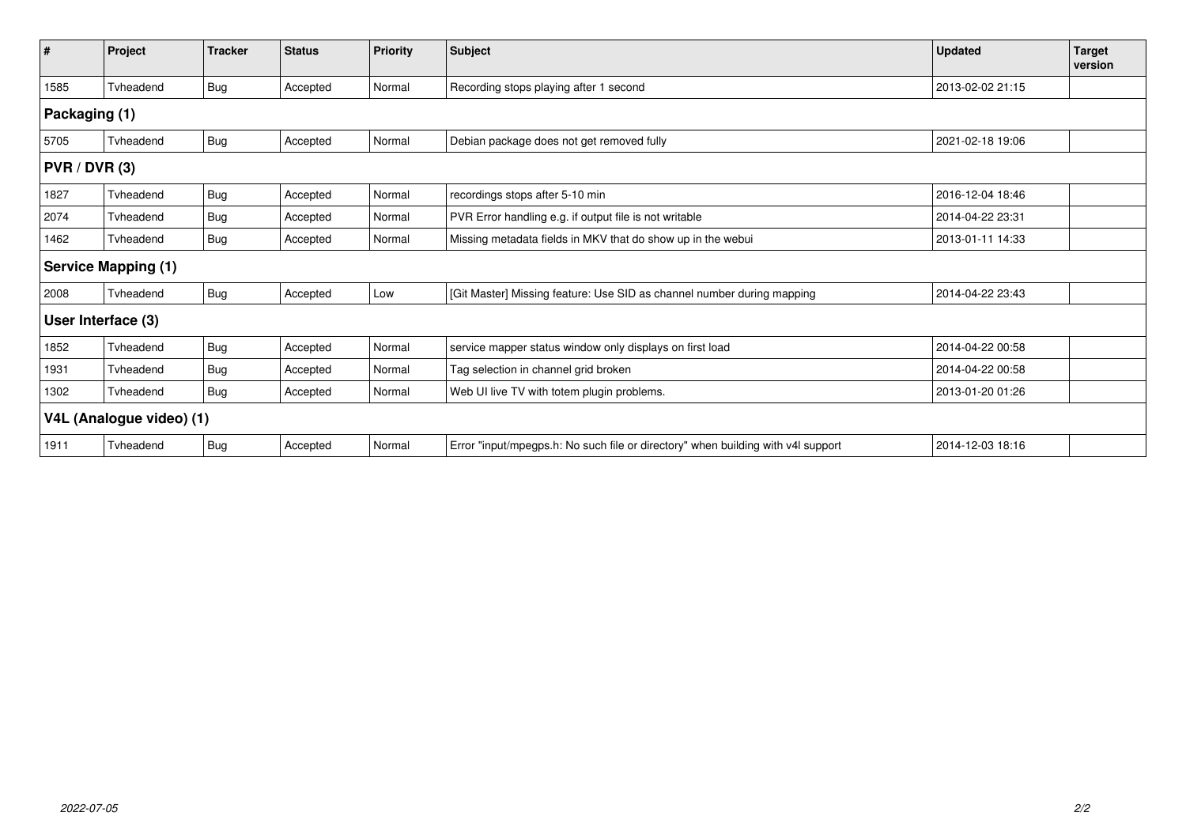| # | Project | Tracker | Status | Priority | Subject | Updated | Target version |
|---|---|---|---|---|---|---|---|
| 1585 | Tvheadend | Bug | Accepted | Normal | Recording stops playing after 1 second | 2013-02-02 21:15 | |
| **Packaging (1)** | | | | | | | |
| 5705 | Tvheadend | Bug | Accepted | Normal | Debian package does not get removed fully | 2021-02-18 19:06 | |
| **PVR / DVR (3)** | | | | | | | |
| 1827 | Tvheadend | Bug | Accepted | Normal | recordings stops after 5-10 min | 2016-12-04 18:46 | |
| 2074 | Tvheadend | Bug | Accepted | Normal | PVR Error handling e.g. if output file is not writable | 2014-04-22 23:31 | |
| 1462 | Tvheadend | Bug | Accepted | Normal | Missing metadata fields in MKV that do show up in the webui | 2013-01-11 14:33 | |
| **Service Mapping (1)** | | | | | | | |
| 2008 | Tvheadend | Bug | Accepted | Low | [Git Master] Missing feature: Use SID as channel number during mapping | 2014-04-22 23:43 | |
| **User Interface (3)** | | | | | | | |
| 1852 | Tvheadend | Bug | Accepted | Normal | service mapper status window only displays on first load | 2014-04-22 00:58 | |
| 1931 | Tvheadend | Bug | Accepted | Normal | Tag selection in channel grid broken | 2014-04-22 00:58 | |
| 1302 | Tvheadend | Bug | Accepted | Normal | Web UI live TV with totem plugin problems. | 2013-01-20 01:26 | |
| **V4L (Analogue video) (1)** | | | | | | | |
| 1911 | Tvheadend | Bug | Accepted | Normal | Error "input/mpegps.h: No such file or directory" when building with v4l support | 2014-12-03 18:16 | |

*2022-07-05*